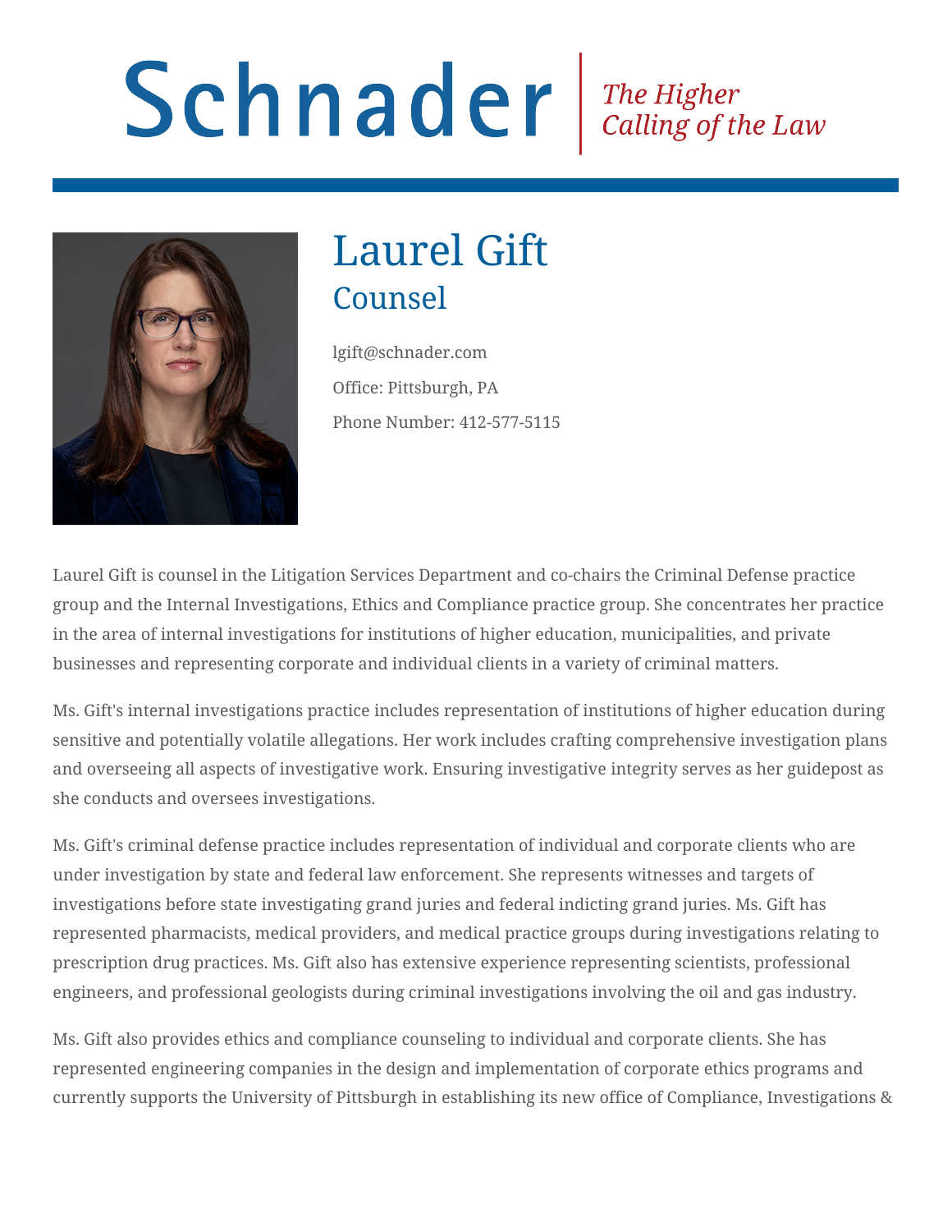# Schnader

*The Higher Calling of the Law*

# Laurel Gift

## Counsel

lgift@schnader.com

Office: Pittsburgh, PA

Phone Number: 412-577-5115

Laurel Gift is counsel in the Litigation Services Department and co-chairs the Criminal Defense practice group and the Internal Investigations, Ethics and Compliance practice group. She concentrates her practice in the area of internal investigations for institutions of higher education, municipalities, and private businesses and representing corporate and individual clients in a variety of criminal matters.

Ms. Gift's internal investigations practice includes representation of institutions of higher education during sensitive and potentially volatile allegations. Her work includes crafting comprehensive investigation plans and overseeing all aspects of investigative work. Ensuring investigative integrity serves as her guidepost as she conducts and oversees investigations.

Ms. Gift's criminal defense practice includes representation of individual and corporate clients who are under investigation by state and federal law enforcement. She represents witnesses and targets of investigations before state investigating grand juries and federal indicting grand juries. Ms. Gift has represented pharmacists, medical providers, and medical practice groups during investigations relating to prescription drug practices. Ms. Gift also has extensive experience representing scientists, professional engineers, and professional geologists during criminal investigations involving the oil and gas industry.

Ms. Gift also provides ethics and compliance counseling to individual and corporate clients. She has represented engineering companies in the design and implementation of corporate ethics programs and currently supports the University of Pittsburgh in establishing its new office of Compliance, Investigations &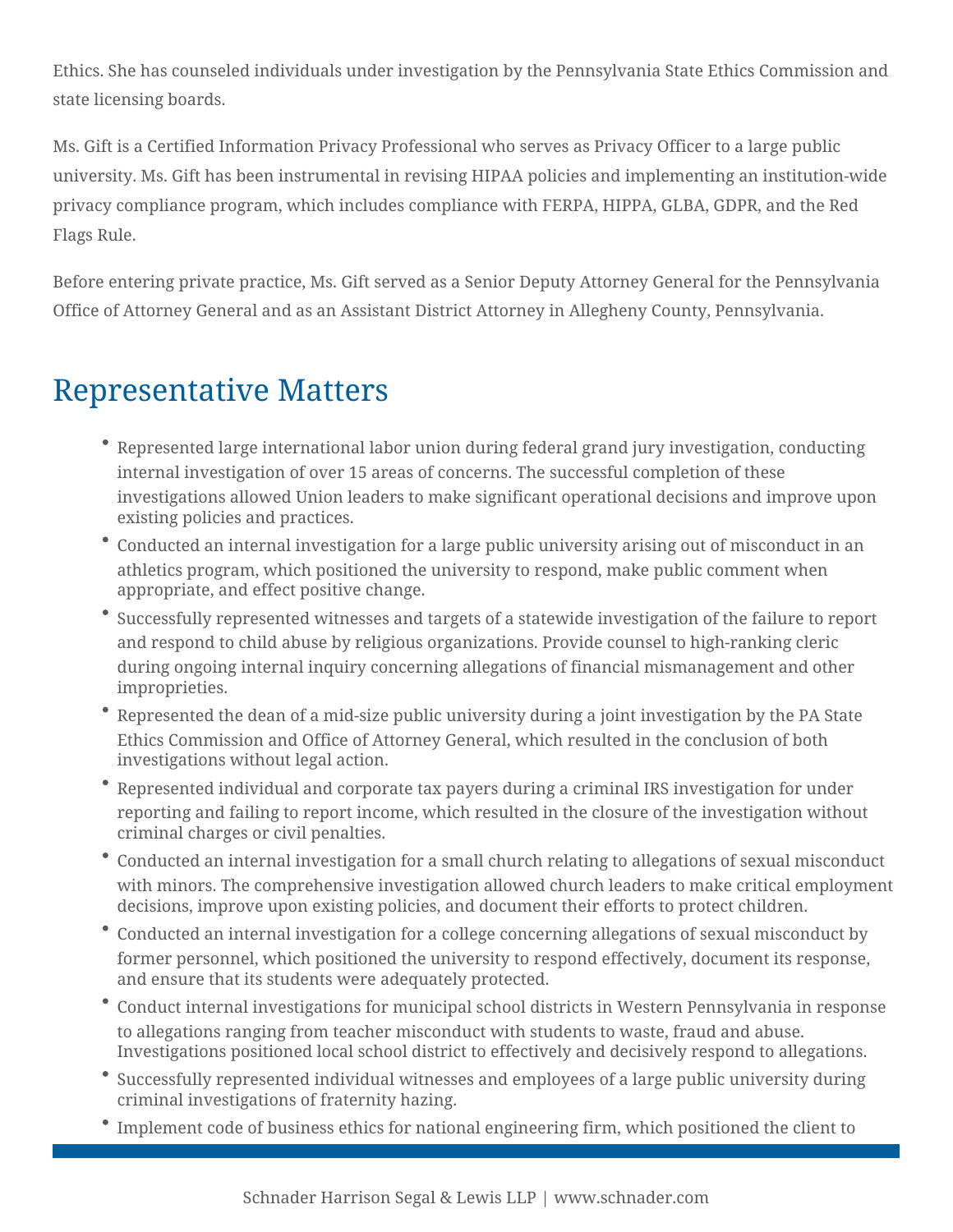Ethics. She has counseled individuals under investigation by the Pennsylvania State Ethics Commission and state licensing boards.

Ms. Gift is a Certified Information Privacy Professional who serves as Privacy Officer to a large public university. Ms. Gift has been instrumental in revising HIPAA policies and implementing an institution-wide privacy compliance program, which includes compliance with FERPA, HIPPA, GLBA, GDPR, and the Red Flags Rule.

Before entering private practice, Ms. Gift served as a Senior Deputy Attorney General for the Pennsylvania Office of Attorney General and as an Assistant District Attorney in Allegheny County, Pennsylvania.

## Representative Matters

- Represented large international labor union during federal grand jury investigation, conducting internal investigation of over 15 areas of concerns. The successful completion of these investigations allowed Union leaders to make significant operational decisions and improve upon existing policies and practices.
- Conducted an internal investigation for a large public university arising out of misconduct in an athletics program, which positioned the university to respond, make public comment when appropriate, and effect positive change.
- Successfully represented witnesses and targets of a statewide investigation of the failure to report and respond to child abuse by religious organizations. Provide counsel to high-ranking cleric during ongoing internal inquiry concerning allegations of financial mismanagement and other improprieties.
- Represented the dean of a mid-size public university during a joint investigation by the PA State Ethics Commission and Office of Attorney General, which resulted in the conclusion of both investigations without legal action.
- Represented individual and corporate tax payers during a criminal IRS investigation for under reporting and failing to report income, which resulted in the closure of the investigation without criminal charges or civil penalties.
- Conducted an internal investigation for a small church relating to allegations of sexual misconduct with minors. The comprehensive investigation allowed church leaders to make critical employment decisions, improve upon existing policies, and document their efforts to protect children.
- Conducted an internal investigation for a college concerning allegations of sexual misconduct by former personnel, which positioned the university to respond effectively, document its response, and ensure that its students were adequately protected.
- Conduct internal investigations for municipal school districts in Western Pennsylvania in response to allegations ranging from teacher misconduct with students to waste, fraud and abuse. Investigations positioned local school district to effectively and decisively respond to allegations.
- Successfully represented individual witnesses and employees of a large public university during criminal investigations of fraternity hazing.
- Implement code of business ethics for national engineering firm, which positioned the client to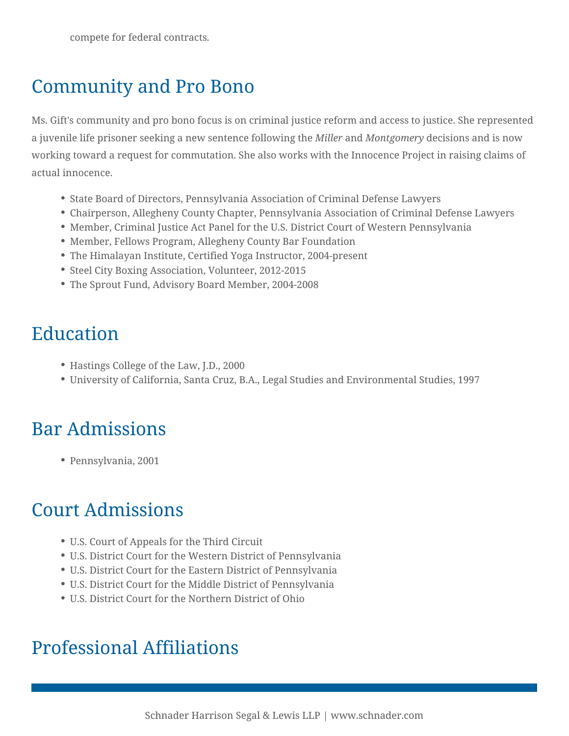compete for federal contracts.

## Community and Pro Bono

Ms. Gift's community and pro bono focus is on criminal justice reform and access to justice. She represented a juvenile life prisoner seeking a new sentence following the *Miller* and *Montgomery* decisions and is now working toward a request for commutation. She also works with the Innocence Project in raising claims of actual innocence.

- State Board of Directors, Pennsylvania Association of Criminal Defense Lawyers
- Chairperson, Allegheny County Chapter, Pennsylvania Association of Criminal Defense Lawyers
- Member, Criminal Justice Act Panel for the U.S. District Court of Western Pennsylvania
- Member, Fellows Program, Allegheny County Bar Foundation
- The Himalayan Institute, Certified Yoga Instructor, 2004-present
- Steel City Boxing Association, Volunteer, 2012-2015
- The Sprout Fund, Advisory Board Member, 2004-2008

## Education

- Hastings College of the Law, J.D., 2000
- University of California, Santa Cruz, B.A., Legal Studies and Environmental Studies, 1997

## Bar Admissions

- Pennsylvania, 2001

## Court Admissions

- U.S. Court of Appeals for the Third Circuit
- U.S. District Court for the Western District of Pennsylvania
- U.S. District Court for the Eastern District of Pennsylvania
- U.S. District Court for the Middle District of Pennsylvania
- U.S. District Court for the Northern District of Ohio

## Professional Affiliations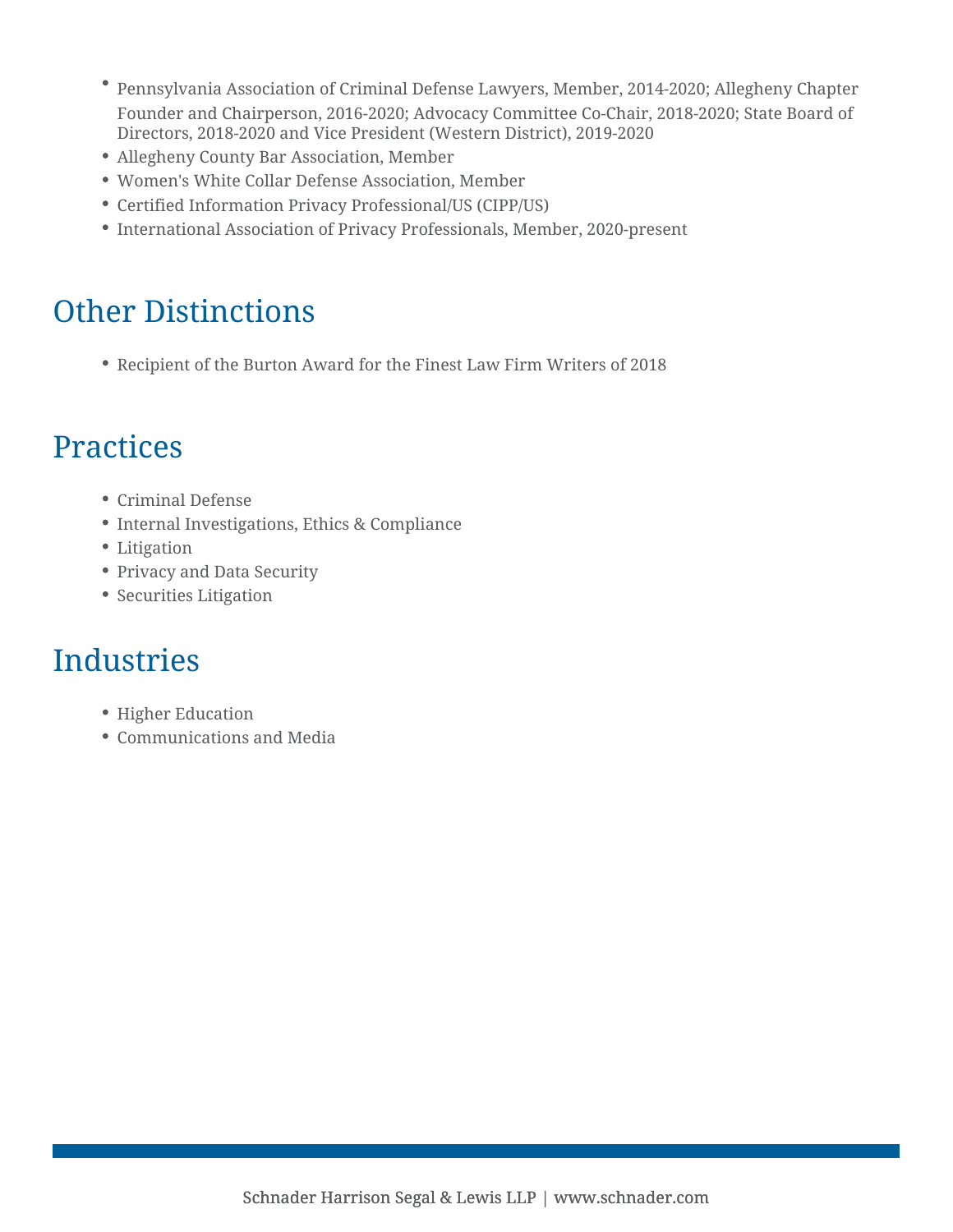- Pennsylvania Association of Criminal Defense Lawyers, Member, 2014-2020; Allegheny Chapter Founder and Chairperson, 2016-2020; Advocacy Committee Co-Chair, 2018-2020; State Board of Directors, 2018-2020 and Vice President (Western District), 2019-2020
- Allegheny County Bar Association, Member
- Women's White Collar Defense Association, Member
- Certified Information Privacy Professional/US (CIPP/US)
- International Association of Privacy Professionals, Member, 2020-present

## Other Distinctions

- Recipient of the Burton Award for the Finest Law Firm Writers of 2018

## Practices

- Criminal Defense
- Internal Investigations, Ethics & Compliance
- Litigation
- Privacy and Data Security
- Securities Litigation

## Industries

- Higher Education
- Communications and Media